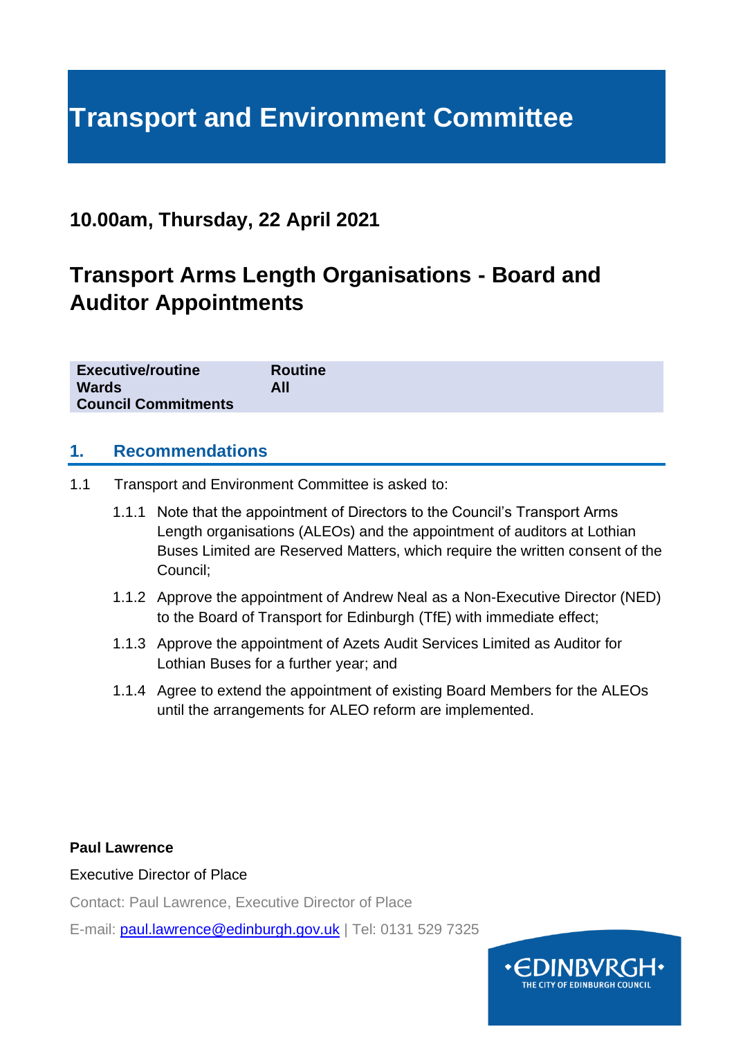# Transport and Environment Committee

## 10.00am, Thursday, 22 April 2021

## Transport Arms Length Organisations - Board and Auditor Appointments

| | |
|---|---|
| **Executive/routine** | **Routine** |
| **Wards** | **All** |
| **Council Commitments** | |

## 1. Recommendations

1.1 Transport and Environment Committee is asked to:

1.1.1 Note that the appointment of Directors to the Council's Transport Arms Length organisations (ALEOs) and the appointment of auditors at Lothian Buses Limited are Reserved Matters, which require the written consent of the Council;

1.1.2 Approve the appointment of Andrew Neal as a Non-Executive Director (NED) to the Board of Transport for Edinburgh (TfE) with immediate effect;

1.1.3 Approve the appointment of Azets Audit Services Limited as Auditor for Lothian Buses for a further year; and

1.1.4 Agree to extend the appointment of existing Board Members for the ALEOs until the arrangements for ALEO reform are implemented.

**Paul Lawrence**

Executive Director of Place

Contact: Paul Lawrence, Executive Director of Place

E-mail: paul.lawrence@edinburgh.gov.uk | Tel: 0131 529 7325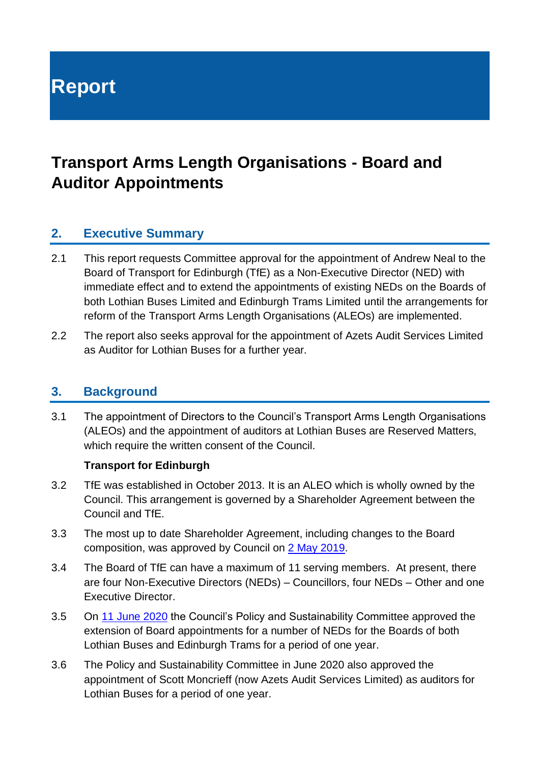# Report

## Transport Arms Length Organisations - Board and Auditor Appointments

### 2. Executive Summary

2.1 This report requests Committee approval for the appointment of Andrew Neal to the Board of Transport for Edinburgh (TfE) as a Non-Executive Director (NED) with immediate effect and to extend the appointments of existing NEDs on the Boards of both Lothian Buses Limited and Edinburgh Trams Limited until the arrangements for reform of the Transport Arms Length Organisations (ALEOs) are implemented.

2.2 The report also seeks approval for the appointment of Azets Audit Services Limited as Auditor for Lothian Buses for a further year.

### 3. Background

3.1 The appointment of Directors to the Council's Transport Arms Length Organisations (ALEOs) and the appointment of auditors at Lothian Buses are Reserved Matters, which require the written consent of the Council.

**Transport for Edinburgh**

3.2 TfE was established in October 2013. It is an ALEO which is wholly owned by the Council. This arrangement is governed by a Shareholder Agreement between the Council and TfE.

3.3 The most up to date Shareholder Agreement, including changes to the Board composition, was approved by Council on 2 May 2019.

3.4 The Board of TfE can have a maximum of 11 serving members. At present, there are four Non-Executive Directors (NEDs) – Councillors, four NEDs – Other and one Executive Director.

3.5 On 11 June 2020 the Council's Policy and Sustainability Committee approved the extension of Board appointments for a number of NEDs for the Boards of both Lothian Buses and Edinburgh Trams for a period of one year.

3.6 The Policy and Sustainability Committee in June 2020 also approved the appointment of Scott Moncrieff (now Azets Audit Services Limited) as auditors for Lothian Buses for a period of one year.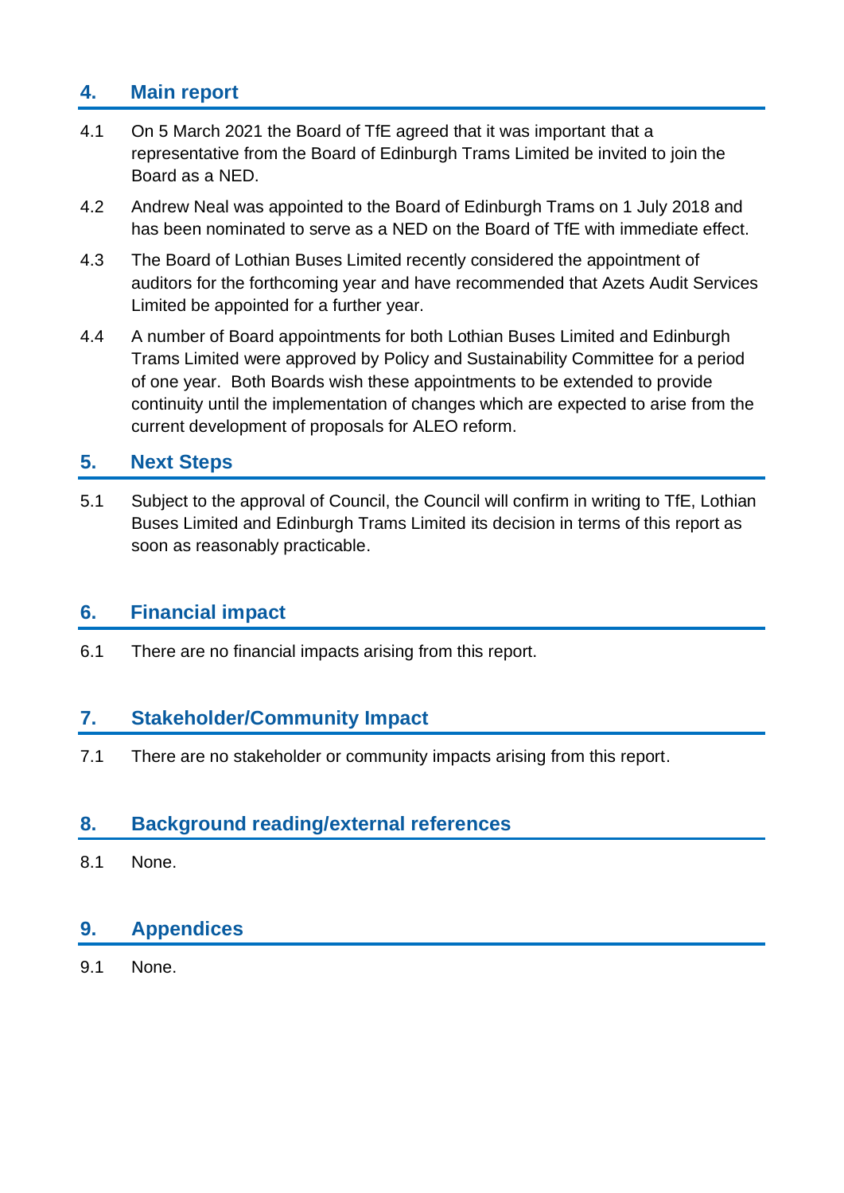## 4. Main report

4.1 On 5 March 2021 the Board of TfE agreed that it was important that a representative from the Board of Edinburgh Trams Limited be invited to join the Board as a NED.

4.2 Andrew Neal was appointed to the Board of Edinburgh Trams on 1 July 2018 and has been nominated to serve as a NED on the Board of TfE with immediate effect.

4.3 The Board of Lothian Buses Limited recently considered the appointment of auditors for the forthcoming year and have recommended that Azets Audit Services Limited be appointed for a further year.

4.4 A number of Board appointments for both Lothian Buses Limited and Edinburgh Trams Limited were approved by Policy and Sustainability Committee for a period of one year. Both Boards wish these appointments to be extended to provide continuity until the implementation of changes which are expected to arise from the current development of proposals for ALEO reform.

## 5. Next Steps

5.1 Subject to the approval of Council, the Council will confirm in writing to TfE, Lothian Buses Limited and Edinburgh Trams Limited its decision in terms of this report as soon as reasonably practicable.

## 6. Financial impact

6.1 There are no financial impacts arising from this report.

## 7. Stakeholder/Community Impact

7.1 There are no stakeholder or community impacts arising from this report.

## 8. Background reading/external references

8.1 None.

## 9. Appendices

9.1 None.